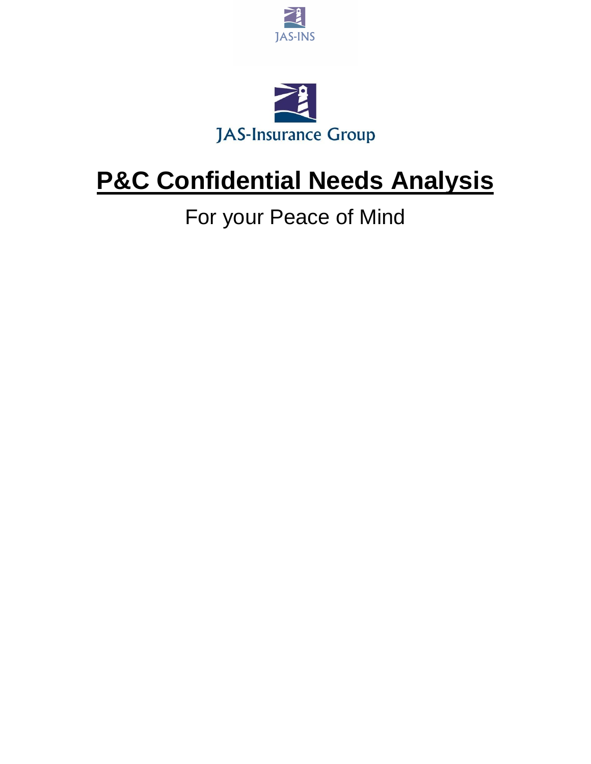JAS-INS

JAS-Insurance Group

# P&C Confidential Needs Analysis

For your Peace of Mind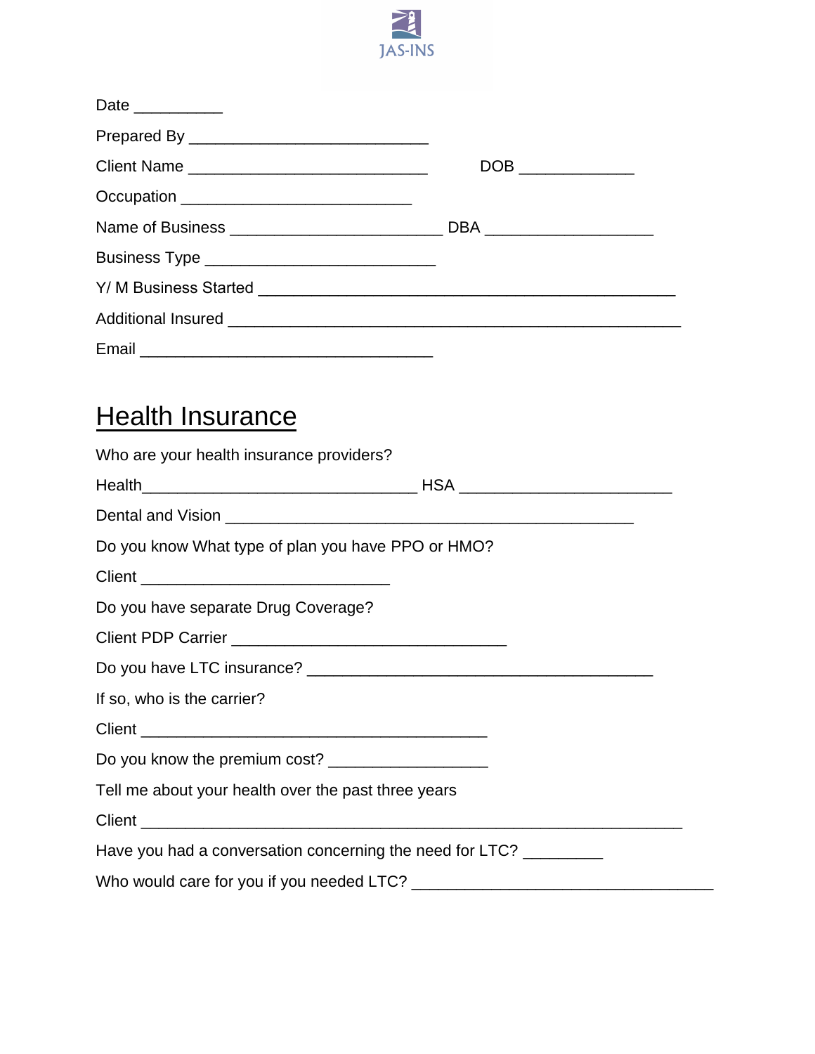JAS-INS

Date __________

Prepared By ___________________________

Client Name ___________________________ DOB _____________

Occupation __________________________

Name of Business ________________________ DBA ___________________

Business Type __________________________

Y/ M Business Started _______________________________________________

Additional Insured ___________________________________________________

Email _________________________________

## Health Insurance

Who are your health insurance providers?

Health_______________________________ HSA ________________________

Dental and Vision ______________________________________________

Do you know What type of plan you have PPO or HMO?

Client ____________________________

Do you have separate Drug Coverage?

Client PDP Carrier _______________________________

Do you have LTC insurance? _______________________________________

If so, who is the carrier?

Client _______________________________________

Do you know the premium cost? __________________

Tell me about your health over the past three years

Client _____________________________________________________________

Have you had a conversation concerning the need for LTC? _________

Who would care for you if you needed LTC? __________________________________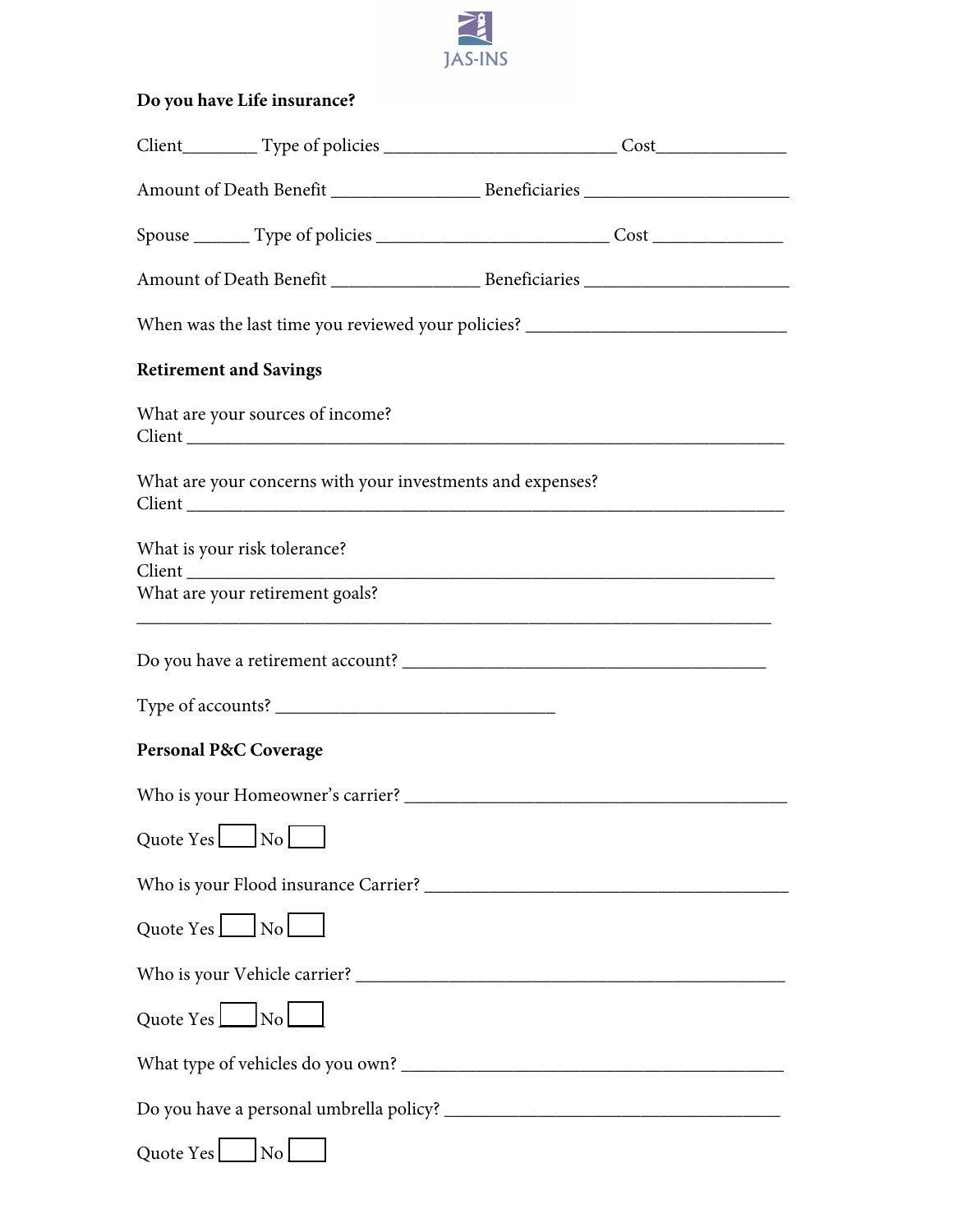JAS-INS

**Do you have Life insurance?**

Client________ Type of policies _________________________ Cost______________

Amount of Death Benefit ________________ Beneficiaries ______________________

Spouse ______ Type of policies _________________________ Cost ______________

Amount of Death Benefit ________________ Beneficiaries ______________________

When was the last time you reviewed your policies? ____________________________

**Retirement and Savings**

What are your sources of income?
Client ________________________________________________________________

What are your concerns with your investments and expenses?
Client ________________________________________________________________

What is your risk tolerance?
Client _______________________________________________________________
What are your retirement goals?
_____________________________________________________________________

Do you have a retirement account? ________________________________________

Type of accounts? ______________________________

**Personal P&C Coverage**

Who is your Homeowner's carrier? _________________________________________

Quote Yes ☐ No ☐

Who is your Flood insurance Carrier? ______________________________________

Quote Yes ☐ No ☐

Who is your Vehicle carrier? _____________________________________________

Quote Yes ☐ No ☐

What type of vehicles do you own? ________________________________________

Do you have a personal umbrella policy? ____________________________________

Quote Yes ☐ No ☐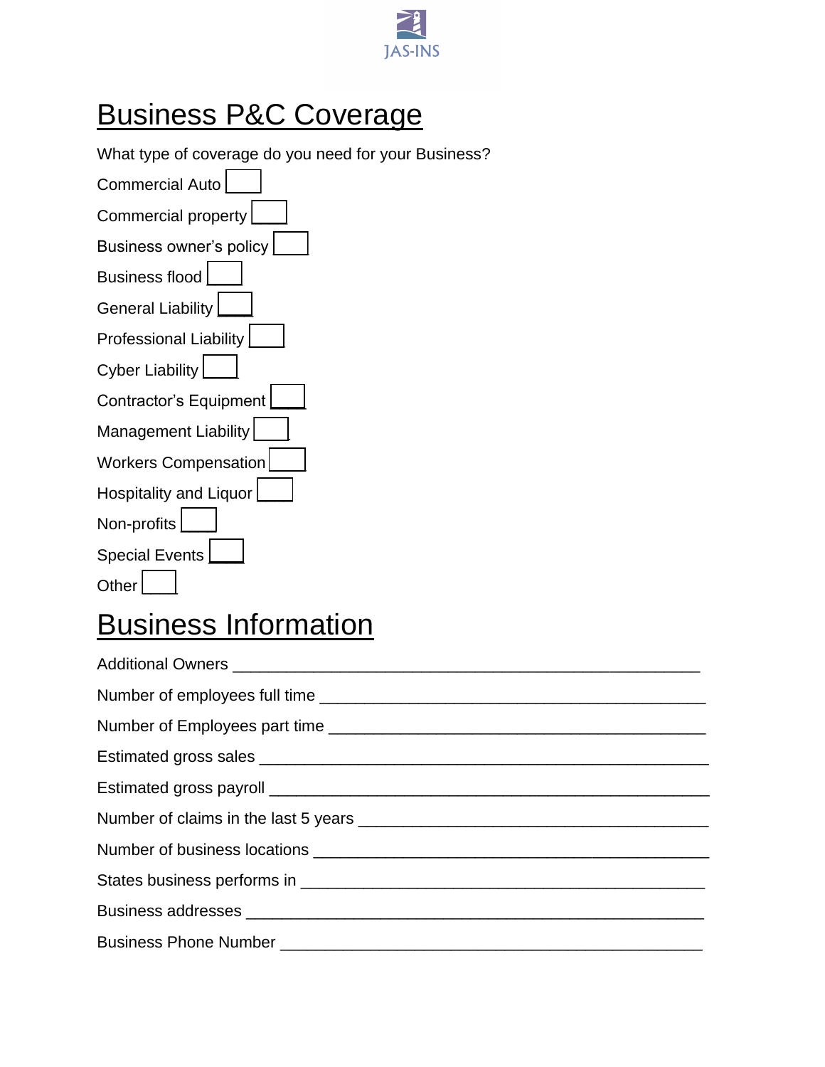JAS-INS

# Business P&C Coverage

What type of coverage do you need for your Business?

Commercial Auto ☐

Commercial property ☐

Business owner's policy ☐

Business flood ☐

General Liability ☐

Professional Liability ☐

Cyber Liability ☐

Contractor's Equipment ☐

Management Liability ☐

Workers Compensation ☐

Hospitality and Liquor ☐

Non-profits ☐

Special Events ☐

Other ☐

# Business Information

Additional Owners ____________________________________________________

Number of employees full time ____________________________________________

Number of Employees part time ___________________________________________

Estimated gross sales ___________________________________________________

Estimated gross payroll __________________________________________________

Number of claims in the last 5 years ________________________________________

Number of business locations _____________________________________________

States business performs in _______________________________________________

Business addresses ______________________________________________________

Business Phone Number __________________________________________________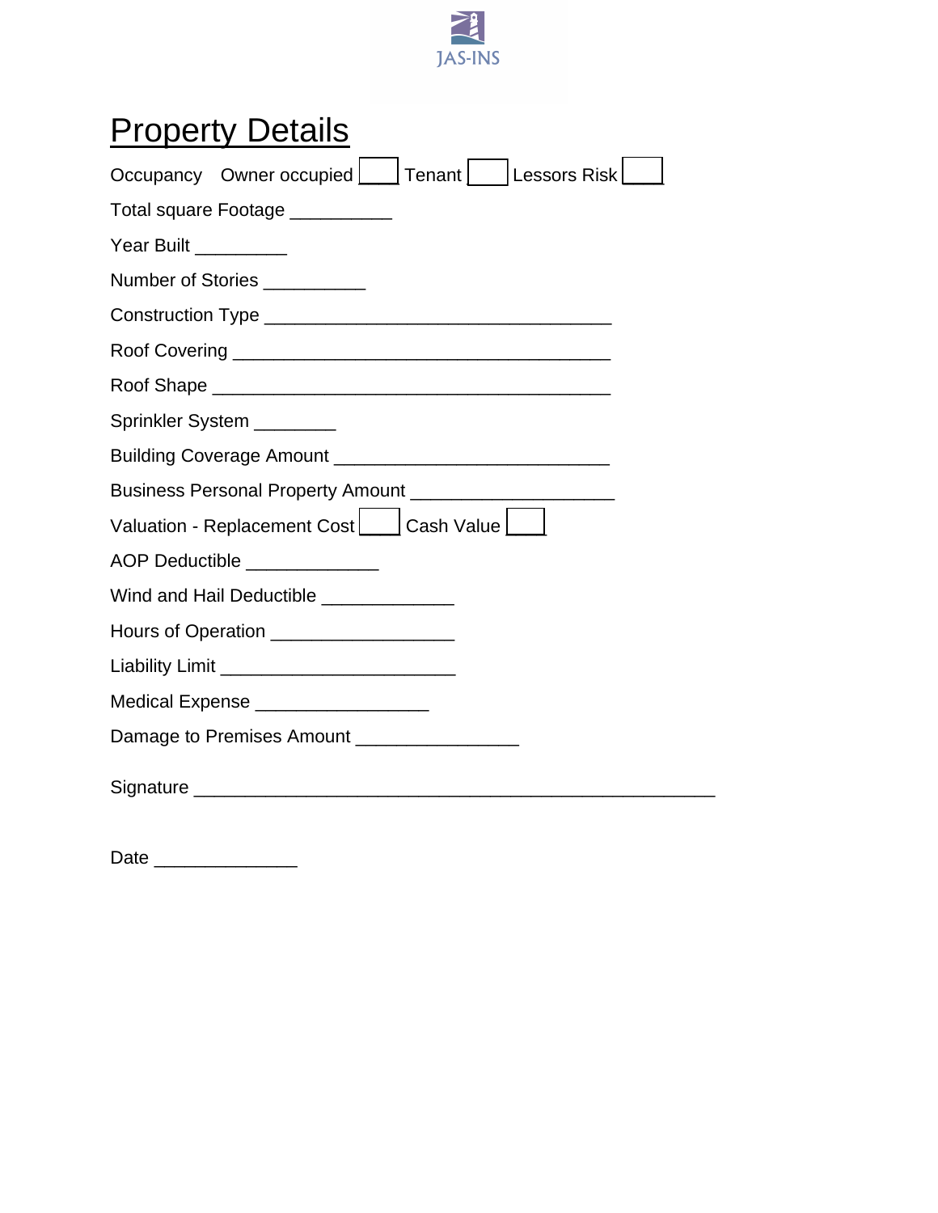JAS-INS

# Property Details

Occupancy Owner occupied ☐ Tenant ☐ Lessors Risk ☐

Total square Footage __________

Year Built _________

Number of Stories __________

Construction Type ___________________________________

Roof Covering ______________________________________

Roof Shape ________________________________________

Sprinkler System ________

Building Coverage Amount ____________________________

Business Personal Property Amount ____________________

Valuation - Replacement Cost ☐ Cash Value ☐

AOP Deductible _____________

Wind and Hail Deductible _____________

Hours of Operation __________________

Liability Limit ________________________

Medical Expense _________________

Damage to Premises Amount ________________

Signature ____________________________________________________

Date ______________